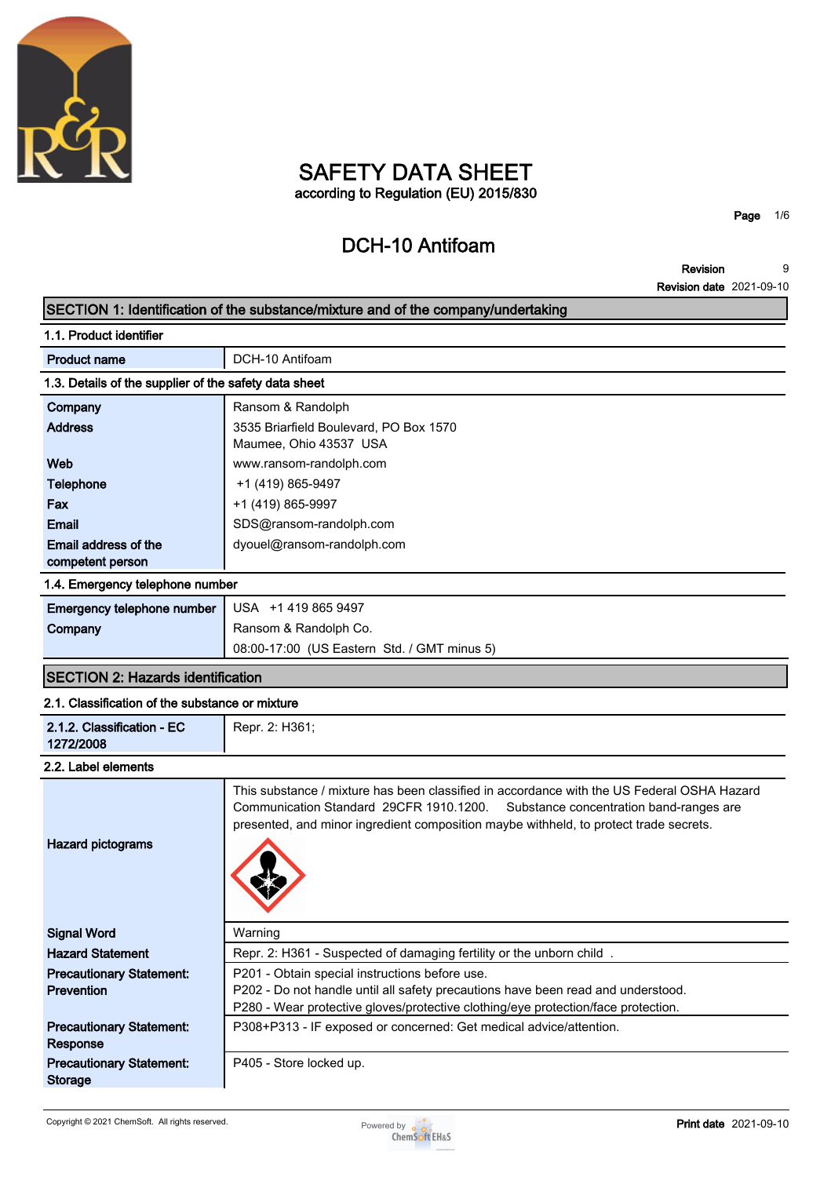# SAFETY DATA SHEET

according to Regulation (EU) 2015/830

## DCH-10 Antifoam

**Revision** 9

**Revision date** 2021-09-10

## SECTION 1: Identification of the substance/mixture and of the company/undertaking

### 1.1. Product identifier

| | |
|---|---|
| **Product name** | DCH-10 Antifoam |

### 1.3. Details of the supplier of the safety data sheet

| | |
|---|---|
| **Company** | Ransom & Randolph |
| **Address** | 3535 Briarfield Boulevard, PO Box 1570<br>Maumee, Ohio 43537 USA |
| **Web** | www.ransom-randolph.com |
| **Telephone** | +1 (419) 865-9497 |
| **Fax** | +1 (419) 865-9997 |
| **Email** | SDS@ransom-randolph.com |
| **Email address of the competent person** | dyouel@ransom-randolph.com |

### 1.4. Emergency telephone number

| | |
|---|---|
| **Emergency telephone number** | USA +1 419 865 9497 |
| **Company** | Ransom & Randolph Co.<br>08:00-17:00 (US Eastern Std. / GMT minus 5) |

## SECTION 2: Hazards identification

### 2.1. Classification of the substance or mixture

| | |
|---|---|
| **2.1.2. Classification - EC 1272/2008** | Repr. 2: H361; |

### 2.2. Label elements

| | |
|---|---|
| **Hazard pictograms** | This substance / mixture has been classified in accordance with the US Federal OSHA Hazard Communication Standard 29CFR 1910.1200. Substance concentration band-ranges are presented, and minor ingredient composition maybe withheld, to protect trade secrets. |
| **Signal Word** | Warning |
| **Hazard Statement** | Repr. 2: H361 - Suspected of damaging fertility or the unborn child . |
| **Precautionary Statement: Prevention** | P201 - Obtain special instructions before use.<br>P202 - Do not handle until all safety precautions have been read and understood.<br>P280 - Wear protective gloves/protective clothing/eye protection/face protection. |
| **Precautionary Statement: Response** | P308+P313 - IF exposed or concerned: Get medical advice/attention. |
| **Precautionary Statement: Storage** | P405 - Store locked up. |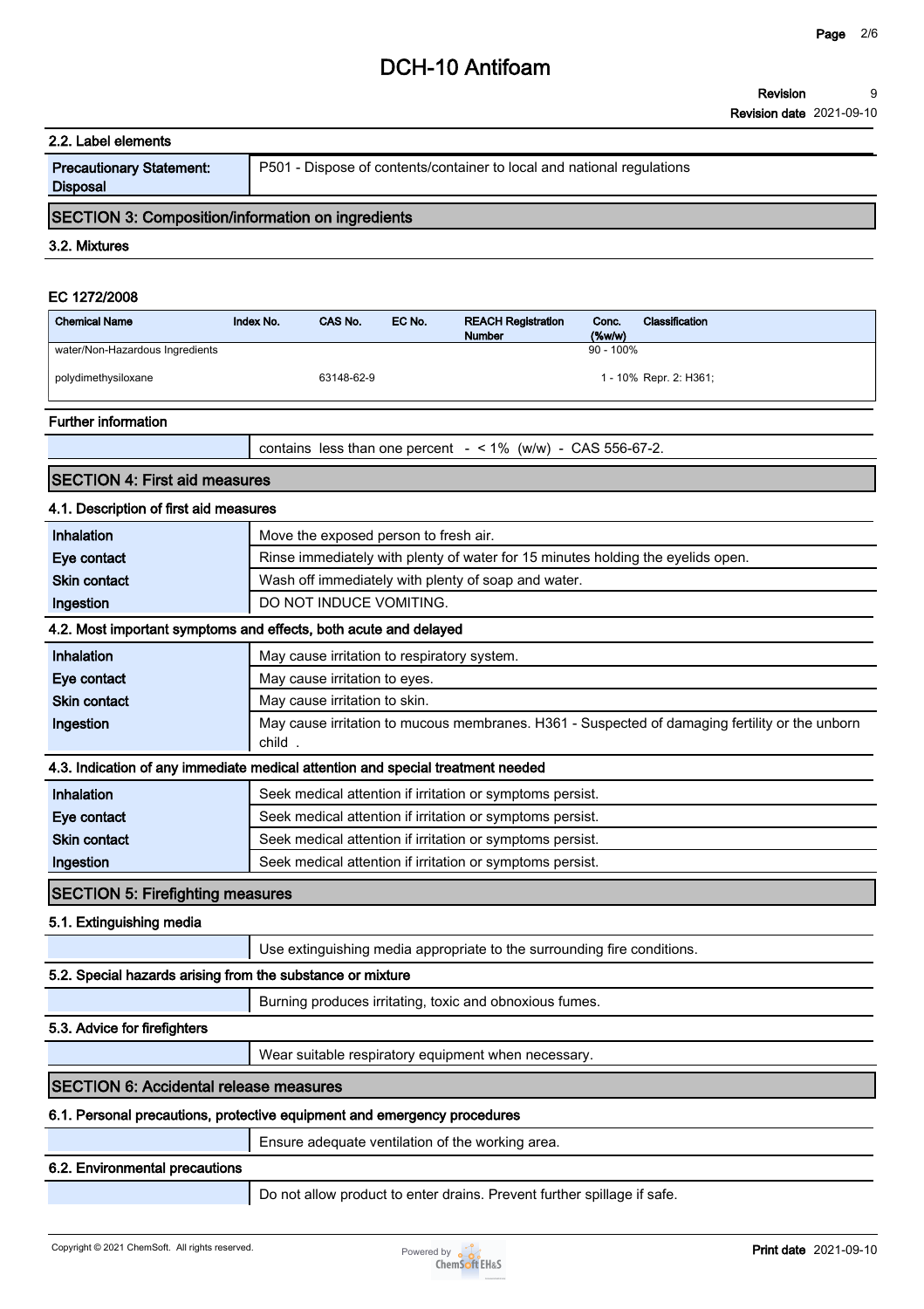### 2.2. Label elements

| | |
|---|---|
| **Precautionary Statement: Disposal** | P501 - Dispose of contents/container to local and national regulations |

## SECTION 3: Composition/information on ingredients

### 3.2. Mixtures

**EC 1272/2008**

| Chemical Name | Index No. | CAS No. | EC No. | REACH Registration Number | Conc. (%w/w) | Classification |
|---|---|---|---|---|---|---|
| water/Non-Hazardous Ingredients | | | | | 90 - 100% | |
| polydimethysiloxane | | 63148-62-9 | | | 1 - 10% | Repr. 2: H361; |

### Further information

| | |
|---|---|
| | contains less than one percent - < 1% (w/w) - CAS 556-67-2. |

## SECTION 4: First aid measures

### 4.1. Description of first aid measures

| | |
|---|---|
| **Inhalation** | Move the exposed person to fresh air. |
| **Eye contact** | Rinse immediately with plenty of water for 15 minutes holding the eyelids open. |
| **Skin contact** | Wash off immediately with plenty of soap and water. |
| **Ingestion** | DO NOT INDUCE VOMITING. |

### 4.2. Most important symptoms and effects, both acute and delayed

| | |
|---|---|
| **Inhalation** | May cause irritation to respiratory system. |
| **Eye contact** | May cause irritation to eyes. |
| **Skin contact** | May cause irritation to skin. |
| **Ingestion** | May cause irritation to mucous membranes. H361 - Suspected of damaging fertility or the unborn child . |

### 4.3. Indication of any immediate medical attention and special treatment needed

| | |
|---|---|
| **Inhalation** | Seek medical attention if irritation or symptoms persist. |
| **Eye contact** | Seek medical attention if irritation or symptoms persist. |
| **Skin contact** | Seek medical attention if irritation or symptoms persist. |
| **Ingestion** | Seek medical attention if irritation or symptoms persist. |

## SECTION 5: Firefighting measures

### 5.1. Extinguishing media

| | |
|---|---|
| | Use extinguishing media appropriate to the surrounding fire conditions. |

### 5.2. Special hazards arising from the substance or mixture

| | |
|---|---|
| | Burning produces irritating, toxic and obnoxious fumes. |

### 5.3. Advice for firefighters

| | |
|---|---|
| | Wear suitable respiratory equipment when necessary. |

## SECTION 6: Accidental release measures

### 6.1. Personal precautions, protective equipment and emergency procedures

| | |
|---|---|
| | Ensure adequate ventilation of the working area. |

### 6.2. Environmental precautions

| | |
|---|---|
| | Do not allow product to enter drains. Prevent further spillage if safe. |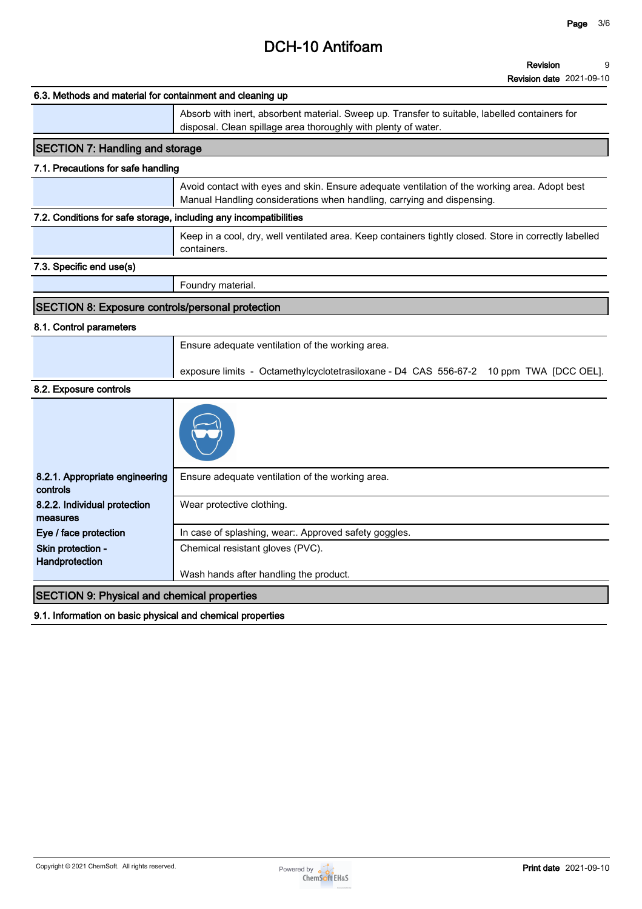### 6.3. Methods and material for containment and cleaning up

Absorb with inert, absorbent material. Sweep up. Transfer to suitable, labelled containers for disposal. Clean spillage area thoroughly with plenty of water.

## SECTION 7: Handling and storage

### 7.1. Precautions for safe handling

Avoid contact with eyes and skin. Ensure adequate ventilation of the working area. Adopt best Manual Handling considerations when handling, carrying and dispensing.

### 7.2. Conditions for safe storage, including any incompatibilities

Keep in a cool, dry, well ventilated area. Keep containers tightly closed. Store in correctly labelled containers.

### 7.3. Specific end use(s)

Foundry material.

## SECTION 8: Exposure controls/personal protection

### 8.1. Control parameters

Ensure adequate ventilation of the working area.

exposure limits - Octamethylcyclotetrasiloxane - D4 CAS 556-67-2 10 ppm TWA [DCC OEL].

### 8.2. Exposure controls

| | |
|---|---|
| **8.2.1. Appropriate engineering controls** | Ensure adequate ventilation of the working area. |
| **8.2.2. Individual protection measures** | Wear protective clothing. |
| **Eye / face protection** | In case of splashing, wear:. Approved safety goggles. |
| **Skin protection - Handprotection** | Chemical resistant gloves (PVC).<br><br>Wash hands after handling the product. |

## SECTION 9: Physical and chemical properties

### 9.1. Information on basic physical and chemical properties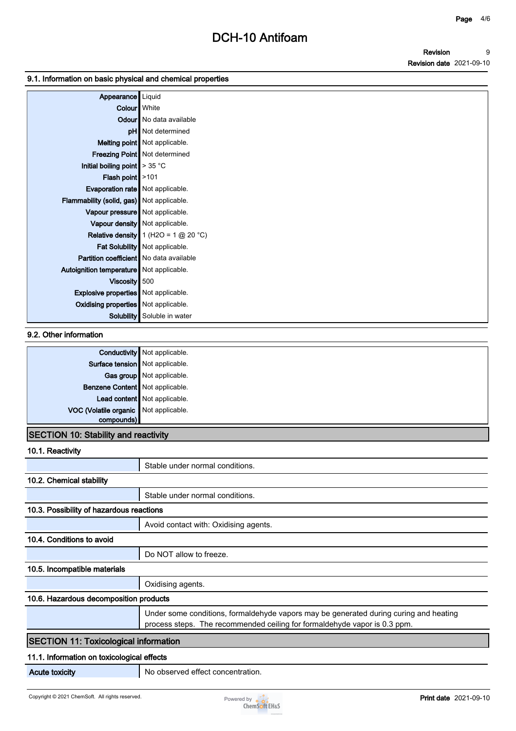### 9.1. Information on basic physical and chemical properties

| | |
|---|---|
| **Appearance** | Liquid |
| **Colour** | White |
| **Odour** | No data available |
| **pH** | Not determined |
| **Melting point** | Not applicable. |
| **Freezing Point** | Not determined |
| **Initial boiling point** | > 35 °C |
| **Flash point** | >101 |
| **Evaporation rate** | Not applicable. |
| **Flammability (solid, gas)** | Not applicable. |
| **Vapour pressure** | Not applicable. |
| **Vapour density** | Not applicable. |
| **Relative density** | 1 ($H_2O$ = 1 @ 20 °C) |
| **Fat Solubility** | Not applicable. |
| **Partition coefficient** | No data available |
| **Autoignition temperature** | Not applicable. |
| **Viscosity** | 500 |
| **Explosive properties** | Not applicable. |
| **Oxidising properties** | Not applicable. |
| **Solubility** | Soluble in water |

### 9.2. Other information

| | |
|---|---|
| **Conductivity** | Not applicable. |
| **Surface tension** | Not applicable. |
| **Gas group** | Not applicable. |
| **Benzene Content** | Not applicable. |
| **Lead content** | Not applicable. |
| **VOC (Volatile organic compounds)** | Not applicable. |

## SECTION 10: Stability and reactivity

### 10.1. Reactivity

Stable under normal conditions.

### 10.2. Chemical stability

Stable under normal conditions.

### 10.3. Possibility of hazardous reactions

Avoid contact with: Oxidising agents.

### 10.4. Conditions to avoid

Do NOT allow to freeze.

### 10.5. Incompatible materials

Oxidising agents.

### 10.6. Hazardous decomposition products

Under some conditions, formaldehyde vapors may be generated during curing and heating process steps. The recommended ceiling for formaldehyde vapor is 0.3 ppm.

## SECTION 11: Toxicological information

### 11.1. Information on toxicological effects

| | |
|---|---|
| **Acute toxicity** | No observed effect concentration. |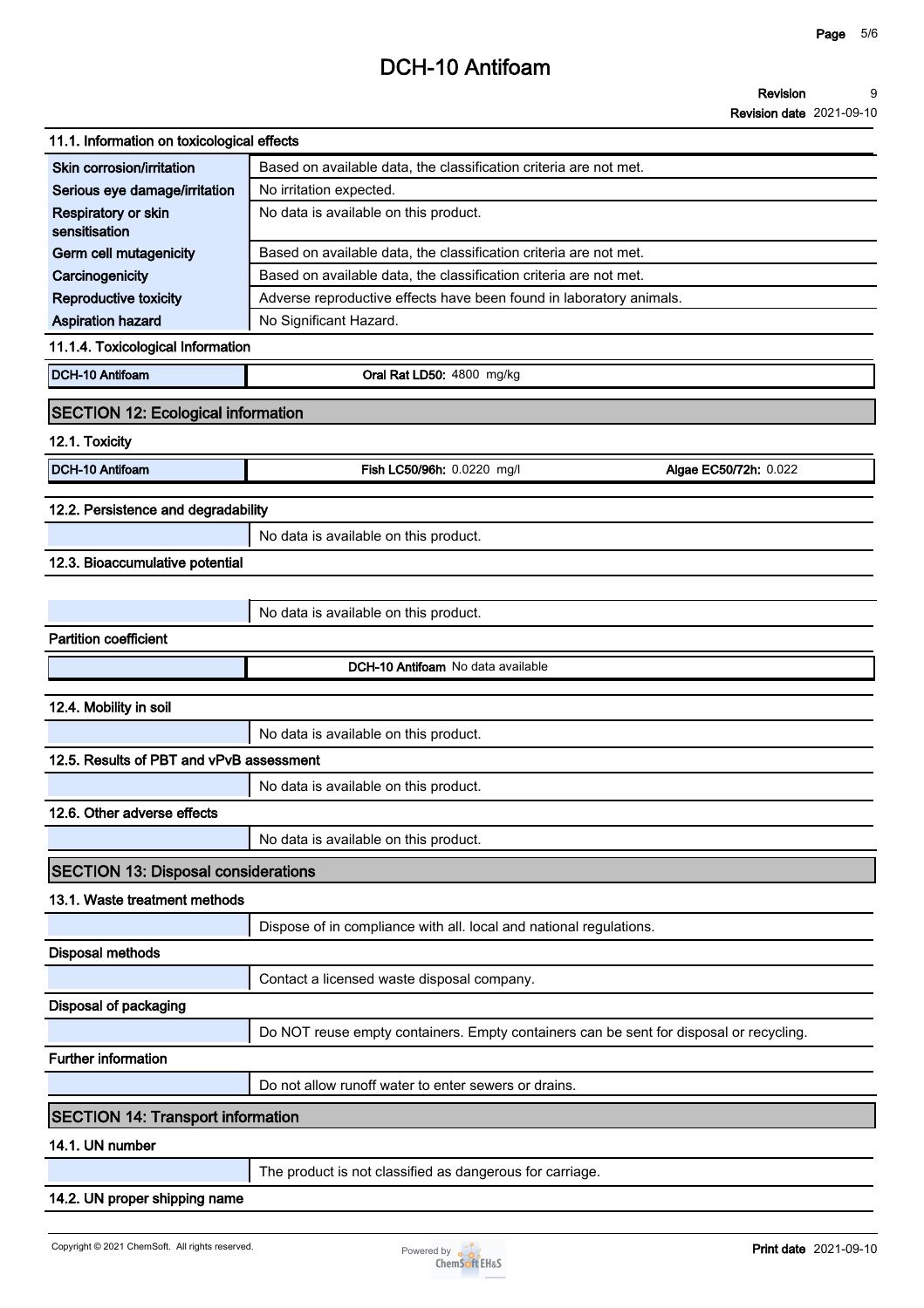### 11.1. Information on toxicological effects

| | |
|---|---|
| **Skin corrosion/irritation** | Based on available data, the classification criteria are not met. |
| **Serious eye damage/irritation** | No irritation expected. |
| **Respiratory or skin sensitisation** | No data is available on this product. |
| **Germ cell mutagenicity** | Based on available data, the classification criteria are not met. |
| **Carcinogenicity** | Based on available data, the classification criteria are not met. |
| **Reproductive toxicity** | Adverse reproductive effects have been found in laboratory animals. |
| **Aspiration hazard** | No Significant Hazard. |

### 11.1.4. Toxicological Information

| | |
|---|---|
| **DCH-10 Antifoam** | **Oral Rat LD50:** 4800 mg/kg |

## SECTION 12: Ecological information

### 12.1. Toxicity

| | | |
|---|---|---|
| **DCH-10 Antifoam** | **Fish LC50/96h:** 0.0220 mg/l | **Algae EC50/72h:** 0.022 |

### 12.2. Persistence and degradability

No data is available on this product.

### 12.3. Bioaccumulative potential

No data is available on this product.

**Partition coefficient**

| | |
|---|---|
| | **DCH-10 Antifoam** No data available |

### 12.4. Mobility in soil

No data is available on this product.

### 12.5. Results of PBT and vPvB assessment

No data is available on this product.

### 12.6. Other adverse effects

No data is available on this product.

## SECTION 13: Disposal considerations

### 13.1. Waste treatment methods

Dispose of in compliance with all. local and national regulations.

**Disposal methods**

Contact a licensed waste disposal company.

**Disposal of packaging**

Do NOT reuse empty containers. Empty containers can be sent for disposal or recycling.

**Further information**

Do not allow runoff water to enter sewers or drains.

## SECTION 14: Transport information

### 14.1. UN number

The product is not classified as dangerous for carriage.

### 14.2. UN proper shipping name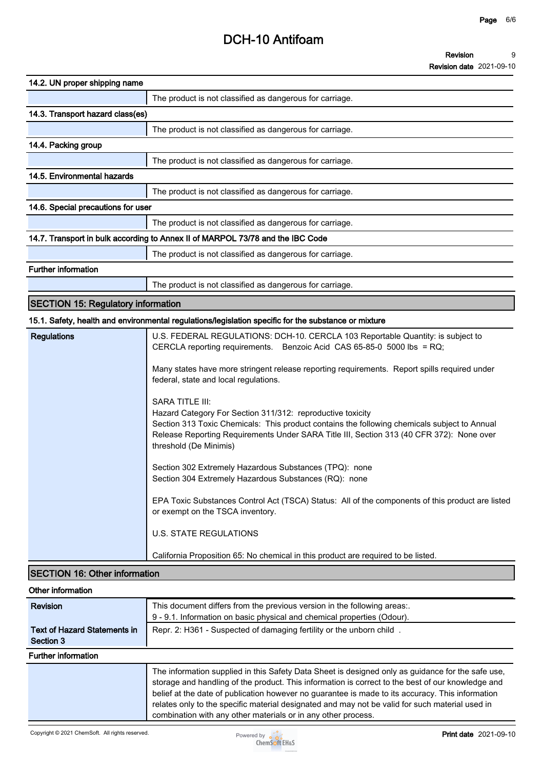### 14.2. UN proper shipping name

| | |
|---|---|
| | The product is not classified as dangerous for carriage. |

### 14.3. Transport hazard class(es)

| | |
|---|---|
| | The product is not classified as dangerous for carriage. |

### 14.4. Packing group

| | |
|---|---|
| | The product is not classified as dangerous for carriage. |

### 14.5. Environmental hazards

| | |
|---|---|
| | The product is not classified as dangerous for carriage. |

### 14.6. Special precautions for user

| | |
|---|---|
| | The product is not classified as dangerous for carriage. |

### 14.7. Transport in bulk according to Annex II of MARPOL 73/78 and the IBC Code

| | |
|---|---|
| | The product is not classified as dangerous for carriage. |

### Further information

| | |
|---|---|
| | The product is not classified as dangerous for carriage. |

## SECTION 15: Regulatory information

### 15.1. Safety, health and environmental regulations/legislation specific for the substance or mixture

| | |
|---|---|
| **Regulations** | U.S. FEDERAL REGULATIONS: DCH-10. CERCLA 103 Reportable Quantity: is subject to CERCLA reporting requirements. Benzoic Acid CAS 65-85-0 5000 lbs = RQ;<br><br>Many states have more stringent release reporting requirements. Report spills required under federal, state and local regulations.<br><br>SARA TITLE III:<br>Hazard Category For Section 311/312: reproductive toxicity<br>Section 313 Toxic Chemicals: This product contains the following chemicals subject to Annual Release Reporting Requirements Under SARA Title III, Section 313 (40 CFR 372): None over threshold (De Minimis)<br><br>Section 302 Extremely Hazardous Substances (TPQ): none<br>Section 304 Extremely Hazardous Substances (RQ): none<br><br>EPA Toxic Substances Control Act (TSCA) Status: All of the components of this product are listed or exempt on the TSCA inventory.<br><br>U.S. STATE REGULATIONS<br><br>California Proposition 65: No chemical in this product are required to be listed. |

## SECTION 16: Other information

### Other information

| | |
|---|---|
| **Revision** | This document differs from the previous version in the following areas:.<br>9 - 9.1. Information on basic physical and chemical properties (Odour). |
| **Text of Hazard Statements in Section 3** | Repr. 2: H361 - Suspected of damaging fertility or the unborn child . |

### Further information

| | |
|---|---|
| | The information supplied in this Safety Data Sheet is designed only as guidance for the safe use, storage and handling of the product. This information is correct to the best of our knowledge and belief at the date of publication however no guarantee is made to its accuracy. This information relates only to the specific material designated and may not be valid for such material used in combination with any other materials or in any other process. |